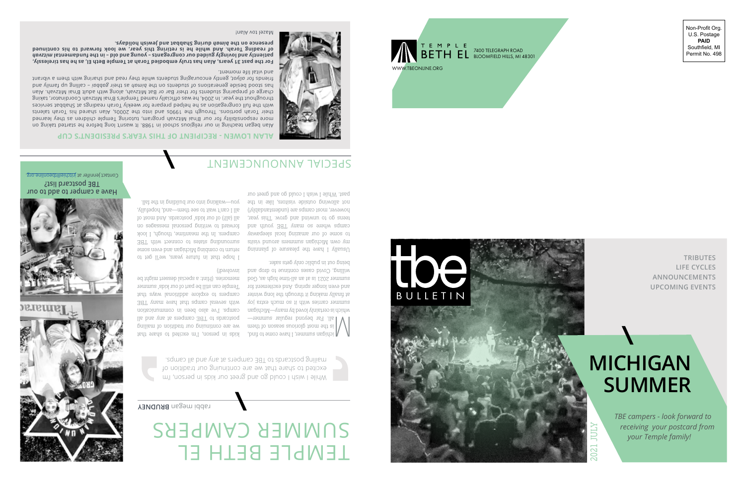# TEMPLE BETH EL SUMMER CAMPERS

rabbi megan **BRUDNEY**

> While I wish I could go and greet our kids in person, I'm excited to share that we are continuing our tradition of mailing postcards to TBE campers at any and all camps.

Michigan summer, I have come to find, is the most glorious season of them all. Far beyond regular summer—which is certainly loved by many—Michigan summer carries with it so much extra joy at finally making it through the long winter and even longer spring. And excitement for summer 2021 is at an all-time high as, God willing, Covid cases continue to drop and being out in public only gets safer.

Usually I have the pleasure of planning my own Michigan summers around visits to some of our amazing local sleepaway camps where so many TBE youth and teens go to unwind and grow. This year, however, most camps are (understandably!) not allowing outside visitors, like in the past. While I wish I could go and greet our kids in person, I'm excited to share that we are continuing our tradition of mailing postcards to TBE campers at any and all camps. I've also been in communication with several camps that have many TBE campers to explore additional ways that Temple can still be part of our kids' summer memories. (Hint: a special dessert might be involved!)

I hope that in future years, we'll get to return to combing Michigan and even some surrounding states to connect with TBE campers. In the meantime, though, I look forward to writing personal messages on all (all!) of our kids' postcards. And most of all I can't wait to see them—and, hopefully, you—walking into our building in the fall.

**Have a camper to add to our TBE postcard list?**

Contact Jennifer at jritchie@tbeonline.org

# SPECIAL ANNOUNCEMENT

## ALAN LOWEN - RECIPIENT OF THIS YEAR'S PRESIDENT'S CUP

Alan began teaching in our religious school in 1988. It wasn't long before he started taking on more responsibility for our B'nai Mitzvah program, tutoring Temple children as they learned their Torah portions. Through the 1990s and into the 2000s, Alan shared his Torah talents with the full congregation as he helped prepare for weekly Torah readings at Shabbat services throughout the year. In 2004, he was officially named Temple's B'nai Mitzvah Coordinator, taking charge of preparing students for their Bar or Bat Mitzvah, along with adult B'nai Mitzvah. Alan has stood beside generations of students on the *bimah* as their *gabbai* – calling up family and friends for *aliyot*, gently encouraging students while they read and sharing with them a vibrant and vital life moment.

**For the past 31 years, Alan has truly embodied Torah at Temple Beth El, as he has tirelessly, patiently and lovingly guided our congregants – young and old – in the fundamental *mitzvah* of reading Torah. And while he is retiring this year, we look forward to his continued presence on the *bimah* during Shabbat and Jewish holidays.**

Mazel tov Alan!

TEMPLE BETH EL
7400 TELEGRAPH ROAD
BLOOMFIELD HILLS, MI 48301
WWW.TBEONLINE.ORG

Non-Profit Org.
U.S. Postage
**PAID**
Southfield, MI
Permit No. 498

tbe BULLETIN

TRIBUTES
LIFE CYCLES
ANNOUNCEMENTS
UPCOMING EVENTS

# MICHIGAN SUMMER

*TBE campers - look forward to receiving your postcard from your Temple family!*

2021 JULY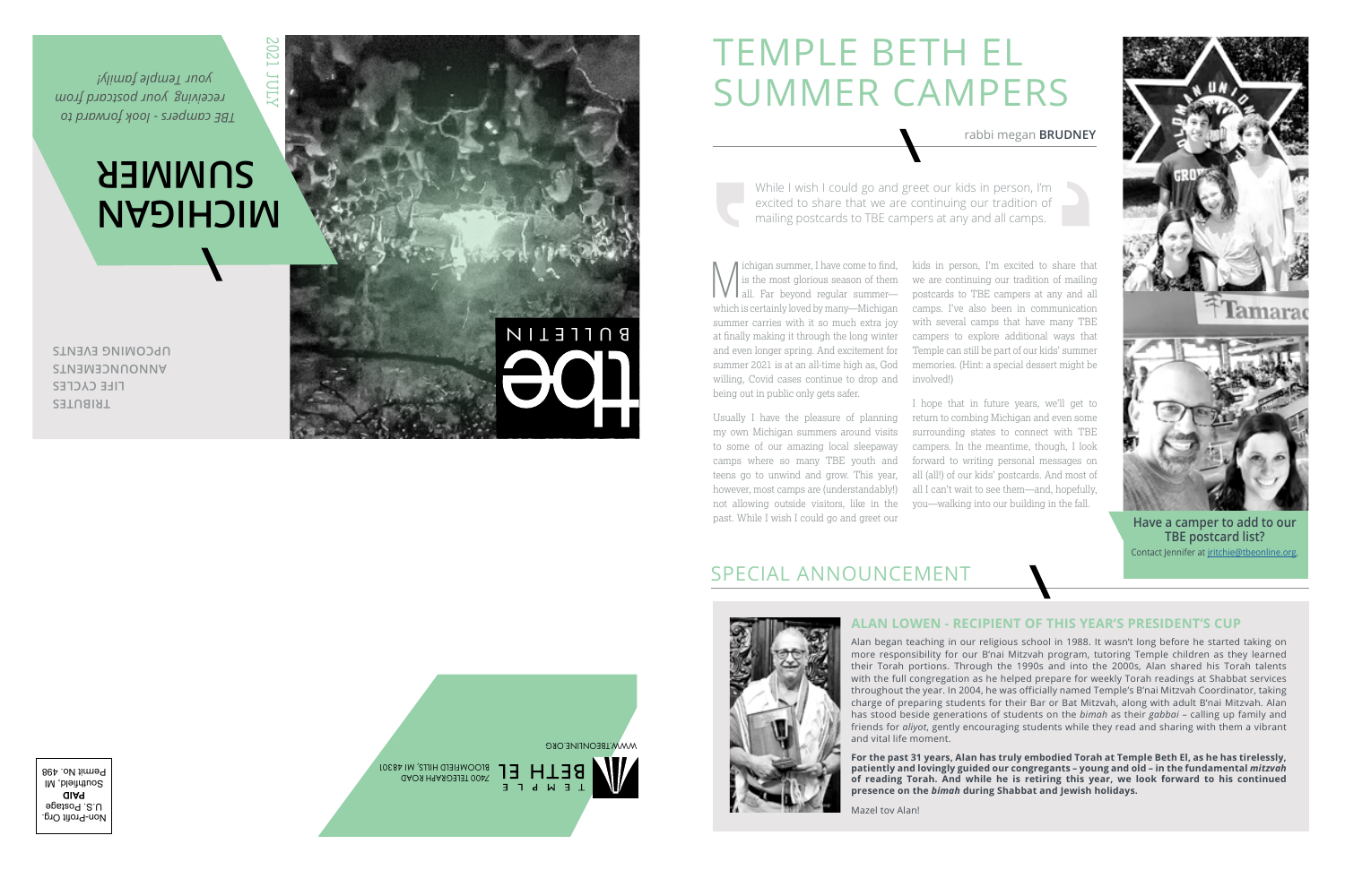# TEMPLE BETH EL SUMMER CAMPERS

rabbi megan **BRUDNEY**

> While I wish I could go and greet our kids in person, I'm excited to share that we are continuing our tradition of mailing postcards to TBE campers at any and all camps.

Michigan summer, I have come to find, is the most glorious season of them all. Far beyond regular summer—which is certainly loved by many—Michigan summer carries with it so much extra joy at finally making it through the long winter and even longer spring. And excitement for summer 2021 is at an all-time high as, God willing, Covid cases continue to drop and being out in public only gets safer.

Usually I have the pleasure of planning my own Michigan summers around visits to some of our amazing local sleepaway camps where so many TBE youth and teens go to unwind and grow. This year, however, most camps are (understandably!) not allowing outside visitors, like in the past. While I wish I could go and greet our kids in person, I'm excited to share that we are continuing our tradition of mailing postcards to TBE campers at any and all camps. I've also been in communication with several camps that have many TBE campers to explore additional ways that Temple can still be part of our kids' summer memories. (Hint: a special dessert might be involved!)

I hope that in future years, we'll get to return to combing Michigan and even some surrounding states to connect with TBE campers. In the meantime, though, I look forward to writing personal messages on all (all!) of our kids' postcards. And most of all I can't wait to see them—and, hopefully, you—walking into our building in the fall.

**Have a camper to add to our TBE postcard list?**
Contact Jennifer at jritchie@tbeonline.org.

## SPECIAL ANNOUNCEMENT

### ALAN LOWEN - RECIPIENT OF THIS YEAR'S PRESIDENT'S CUP

Alan began teaching in our religious school in 1988. It wasn't long before he started taking on more responsibility for our B'nai Mitzvah program, tutoring Temple children as they learned their Torah portions. Through the 1990s and into the 2000s, Alan shared his Torah talents with the full congregation as he helped prepare for weekly Torah readings at Shabbat services throughout the year. In 2004, he was officially named Temple's B'nai Mitzvah Coordinator, taking charge of preparing students for their Bar or Bat Mitzvah, along with adult B'nai Mitzvah. Alan has stood beside generations of students on the *bimah* as their *gabbai* – calling up family and friends for *aliyot*, gently encouraging students while they read and sharing with them a vibrant and vital life moment.

**For the past 31 years, Alan has truly embodied Torah at Temple Beth El, as he has tirelessly, patiently and lovingly guided our congregants – young and old – in the fundamental *mitzvah* of reading Torah. And while he is retiring this year, we look forward to his continued presence on the *bimah* during Shabbat and Jewish holidays.**

Mazel tov Alan!

---

TBE campers - look forward to receiving your postcard from your Temple family!

MICHIGAN SUMMER

2021 JULY

TRIBUTES
LIFE CYCLES
ANNOUNCEMENTS
UPCOMING EVENTS

tbe BULLETIN

TEMPLE BETH EL
7400 TELEGRAPH ROAD
BLOOMFIELD HILLS, MI 48301
WWW.TBEONLINE.ORG

Non-Profit Org.
U.S. Postage
**PAID**
Southfield, MI
Permit No. 498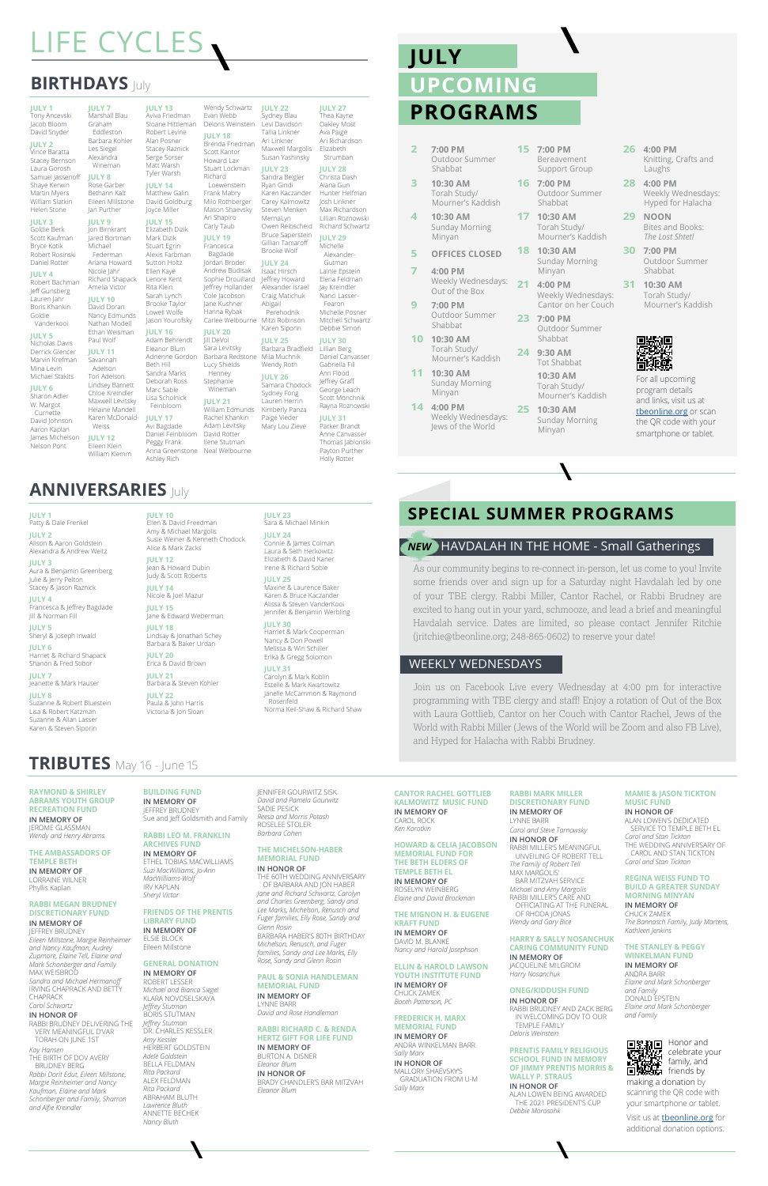# LIFE CYCLES

## BIRTHDAYS July

**JULY 1**
Tony Ancevski
Jacob Bloom
David Snyder

**JULY 2**
Vince Baratta
Stacey Bernson
Laura Gorosh
Samuel Jassenoff
Shaye Kerwin
Martin Myers
William Slatkin
Helen Stone

**JULY 3**
Goldie Berk
Scott Kaufman
Bryce Kotik
Robert Rosinski
Daniel Rotter

**JULY 4**
Robert Bachman
Jeff Gunsberg
Lauren Jahr
Boris Khankin
Goldie Vanderkooi

**JULY 5**
Nicholas Davis
Derrick Glencer
Marvin Krefman
Mina Levin
Michael Stakits

**JULY 6**
Sharon Adler
W. Margot Curnette
David Johnson
Aaron Kaplan
James Michelson
Nelson Pont

**JULY 7**
Marshall Blau
Graham Eddleston
Barbara Kohler
Les Siegel
Alexandra Wineman

**JULY 8**
Rose Garber
Bethann Kalt
Eileen Millstone
Jon Purther

**JULY 9**
Jon Birnkrant
Jared Bortman
Michael Federman
Nicole Jahr
Richard Shapack
Amelia Victor

**JULY 10**
David Doran
Nancy Edmunds
Nathan Modell
Ethan Weisman
Paul Wolf

**JULY 11**
Savannah Adelson
Tori Adelson
Lindsey Barnett
Chloe Kreindler
Maxwell Levitsky
Helaine Mandell
Karen McDonald-Weiss

**JULY 12**
Eileen Klein
William Klemm

**JULY 13**
Aviva Friedman
Sloane Hittleman
Robert Levine
Alan Posner
Stacey Raznick
Serge Sorser
Matt Warsh
Tyler Warsh

**JULY 14**
Matthew Galin
David Goldburg
Joyce Miller

**JULY 15**
Elizabeth Dizik
Mark Dizik
Stuart Egrin
Alexis Farbman
Sutton Holtz
Ellen Kaye
Lenore Kent
Rita Klein
Sarah Lynch
Brooke Taylor
Lowell Wolfe
Jason Yourofsky

**JULY 16**
Adam Behrendt
Eleanor Blum
Adrienne Gordon
Beth Hill
Sandra Marks
Deborah Ross
Marc Sable
Lisa Scholnick
Feinbloom

**JULY 17**
Avi Bagdade
Daniel Feinbloom
Peggy Frank
Anna Greenstone
Ashley Rich

Wendy Schwartz
Evan Webb
Delois Weinstein

**JULY 18**
Brenda Friedman
Scott Kantor
Howard Lax
Stuart Lockman
Richard Loewenstein
Frank Mabry
Milo Rothberger
Mason Shaevsky
Ari Shapiro
Carly Taub

**JULY 19**
Francesca Bagdade
Jordan Broder
Andrew Budisak
Sophie Drouillard
Jeffrey Hollander
Cole Jacobson
Jane Kushner
Hanna Rybak
Carlee Welbourne

**JULY 20**
Jill DeVol
Sara Levitsky
Barbara Redstone
Lucy Shields
Stephanie Henney
Wineman

**JULY 21**
William Edmunds
Rachel Khankin
Adam Levitsky
David Rotter
Ilene Stutman
Neal Welbourne

**JULY 22**
Sydney Blau
Levi Davidson
Tallia Linkner
Ari Linkner
Maxwell Margolis
Susan Yashinsky

**JULY 23**
Sandra Beigler
Ryan Gindi
Karen Kaczander
Carey Kalmowitz
Steven Menken
MernaLyn
Owen Reibscheid
Bruce Saperstein
Gillian Tamaroff
Brooke Wolf

**JULY 24**
Isaac Hirsch
Jeffrey Howard
Alexander Israel
Craig Matichuk
Abigail Perehodnik
Mitzi Robinson
Karen Siporin

**JULY 25**
Barbara Bradfield
Mila Muchnik
Wendy Roth

**JULY 26**
Samara Chodock
Sydney Fong
Lauren Herrin
Kimberly Panza
Paige Vieder
Mary Lou Zieve

**JULY 27**
Thea Kayne
Oakley Most
Ava Paige
Ari Richardson
Elizabeth Strumban

**JULY 28**
Christa Dash
Alana Gun
Hunter Helfman
Josh Linkner
Max Richardson
Lillian Roznowski
Richard Schwartz

**JULY 29**
Michelle Alexander-Gutman
Lainie Epstein
Elena Feldman
Jay Kreindler
Nanci Lasser-Fearon
Michelle Posner
Mitchell Schwartz
Debbie Simon

**JULY 30**
Lillian Berg
Daniel Canvasser
Gabriella Fill
Ann Flood
Jeffrey Graff
George Leach
Scott Monchnik
Rayna Roznowski

**JULY 31**
Parker Brandt
Anne Canvasser
Thomas Jablonski
Payton Purther
Holly Rotter

## ANNIVERSARIES July

**JULY 1**
Patty & Dale Frenkel

**JULY 2**
Alison & Aaron Goldstein
Alexandra & Andrew Weitz

**JULY 3**
Aura & Benjamin Greenberg
Julie & Jerry Pelton
Stacey & Jason Raznick

**JULY 4**
Francesca & Jeffrey Bagdade
Jill & Norman Fill

**JULY 5**
Sheryl & Joseph Inwald

**JULY 6**
Harriet & Richard Shapack
Shanon & Fred Stibor

**JULY 7**
Jeanette & Mark Hauser

**JULY 8**
Suzanne & Robert Bluestein
Lisa & Robert Katzman
Suzanne & Allan Lasser
Karen & Steven Siporin

**JULY 10**
Ellen & David Freedman
Amy & Michael Margolis
Susie Weiner & Kenneth Chodock
Alice & Mark Zacks

**JULY 12**
Jean & Howard Dubin
Judy & Scott Roberts

**JULY 14**
Nicole & Joel Mazur

**JULY 15**
Jane & Edward Weberman

**JULY 18**
Lindsay & Jonathan Schey
Barbara & Baker Urdan

**JULY 20**
Erica & David Brown

**JULY 21**
Barbara & Steven Kohler

**JULY 22**
Paula & John Harris
Victoria & Jon Sloan

**JULY 23**
Sara & Michael Minkin

**JULY 24**
Connie & James Colman
Laura & Seth Herkowitz
Elizabeth & David Kaner
Irene & Richard Soble

**JULY 25**
Maxine & Laurence Baker
Karen & Bruce Kaczander
Alissa & Steven VanderKooi
Jennifer & Benjamin Werbling

**JULY 30**
Harriet & Mark Cooperman
Nancy & Don Powell
Melissa & Win Schiller
Erika & Gregg Solomon

**JULY 31**
Carolyn & Mark Koblin
Estelle & Mark Kwartowitz
Janelle McCammon & Raymond Rosenfeld
Norma Keil-Shaw & Richard Shaw

# JULY UPCOMING PROGRAMS

- **2** — **7:00 PM** Outdoor Summer Shabbat
- **3** — **10:30 AM** Torah Study/ Mourner's Kaddish
- **4** — **10:30 AM** Sunday Morning Minyan
- **5** — **OFFICES CLOSED**
- **7** — **4:00 PM** Weekly Wednesdays: Out of the Box
- **9** — **7:00 PM** Outdoor Summer Shabbat
- **10** — **10:30 AM** Torah Study/ Mourner's Kaddish
- **11** — **10:30 AM** Sunday Morning Minyan
- **14** — **4:00 PM** Weekly Wednesdays: Jews of the World
- **15** — **7:00 PM** Bereavement Support Group
- **16** — **7:00 PM** Outdoor Summer Shabbat
- **17** — **10:30 AM** Torah Study/ Mourner's Kaddish
- **18** — **10:30 AM** Sunday Morning Minyan
- **21** — **4:00 PM** Weekly Wednesdays: Cantor on her Couch
- **23** — **7:00 PM** Outdoor Summer Shabbat
- **24** — **9:30 AM** Tot Shabbat; **10:30 AM** Torah Study/ Mourner's Kaddish
- **25** — **10:30 AM** Sunday Morning Minyan
- **26** — **4:00 PM** Knitting, Crafts and Laughs
- **28** — **4:00 PM** Weekly Wednesdays: Hyped for Halacha
- **29** — **NOON** Bites and Books: *The Lost Shtetl*
- **30** — **7:00 PM** Outdoor Summer Shabbat
- **31** — **10:30 AM** Torah Study/ Mourner's Kaddish

For all upcoming program details and links, visit us at tbeonline.org or scan the QR code with your smartphone or tablet.

# SPECIAL SUMMER PROGRAMS

## NEW HAVDALAH IN THE HOME - Small Gatherings

As our community begins to re-connect in-person, let us come to you! Invite some friends over and sign up for a Saturday night Havdalah led by one of your TBE clergy. Rabbi Miller, Cantor Rachel, or Rabbi Brudney are excited to hang out in your yard, schmooze, and lead a brief and meaningful Havdalah service. Dates are limited, so please contact Jennifer Ritchie (jritchie@tbeonline.org; 248-865-0602) to reserve your date!

## WEEKLY WEDNESDAYS

Join us on Facebook Live every Wednesday at 4:00 pm for interactive programming with TBE clergy and staff! Enjoy a rotation of Out of the Box with Laura Gottlieb, Cantor on her Couch with Cantor Rachel, Jews of the World with Rabbi Miller (Jews of the World will be Zoom and also FB Live), and Hyped for Halacha with Rabbi Brudney.

# TRIBUTES May 16 - June 15

**RAYMOND & SHIRLEY ABRAMS YOUTH GROUP RECREATION FUND**
**IN MEMORY OF**
JEROME GLASSMAN
*Wendy and Henry Abrams*

**THE AMBASSADORS OF TEMPLE BETH EL**
**IN MEMORY OF**
LORRAINE WILNER
Phyllis Kaplan

**RABBI MEGAN BRUDNEY DISCRETIONARY FUND**
**IN MEMORY OF**
JEFFREY BRUDNEY
*Eileen Millstone, Margie Reinheimer and Nancy Kaufman, Audrey Zupmore, Elaine Tell, Elaine and Mark Schonberger and Family*
MAX WEISBROD
*Sandra and Michael Hermanoff*
IRVING CHAPRACK AND BETTY CHAPRACK
*Carol Schwartz*
**IN HONOR OF**
RABBI BRUDNEY DELIVERING THE VERY MEANINGFUL D'VAR TORAH ON JUNE 1ST
*Kay Hansen*
THE BIRTH OF DOV AVERY BRUDNEY BERG
*Rabbi Dorit Edut, Eileen Millstone, Margie Reinheimer and Nancy Kaufman, Elaine and Mark Schonberger and Family, Sharron and Alfie Kreindler*

**BUILDING FUND**
**IN MEMORY OF**
JEFFREY BRUDNEY
Sue and Jeff Goldsmith and Family

**RABBI LEO M. FRANKLIN ARCHIVES FUND**
**IN MEMORY OF**
ETHEL TOBIAS MACWILLIAMS
*Suzi MacWilliams, Jo-Ann MacWilliams-Wolf*
IRV KAPLAN
*Sheryl Victor*

**FRIENDS OF THE PRENTIS LIBRARY FUND**
**IN MEMORY OF**
ELSIE BLOCK
Eileen Millstone

**GENERAL DONATION**
**IN MEMORY OF**
ROBERT LESSER
*Michael and Bianca Siegel*
KLARA NOVOSELSKAYA
*Jeffrey Stutman*
BORIS STUTMAN
*Jeffrey Stutman*
DR. CHARLES KESSLER
*Amy Kessler*
HERBERT GOLDSTEIN
*Adele Goldstein*
BELLA FELDMAN
*Rita Packard*
ALEX FELDMAN
*Rita Packard*
ABRAHAM BLUTH
*Lawrence Bluth*
ANNETTE BECHEK
*Nancy Bluth*

JENNIFER GOURWITZ SISK
*David and Pamela Gourwitz*
SADIE PESICK
*Reesa and Morris Potash*
ROSELEE STOLER
*Barbara Cohen*

**THE MICHELSON-HABER MEMORIAL FUND**
**IN HONOR OF**
THE 60TH WEDDING ANNIVERSARY OF BARBARA AND JON HABER
*Jane and Richard Schwartz, Carolyn and Charles Greenberg, Sandy and Lee Marks, Michelson, Renusch and Fuger families, Elly Rose, Sandy and Glenn Rosin*
BARBARA HABER'S 80TH BIRTHDAY
*Michelson, Renusch, and Fuger families, Sandy and Lee Marks, Elly Rose, Sandy and Glenn Rosin*

**PAUL & SONIA HANDLEMAN MEMORIAL FUND**
**IN MEMORY OF**
LYNNE BARR
*David and Rose Handleman*

**RABBI RICHARD C. & RENDA HERTZ GIFT FOR LIFE FUND**
**IN MEMORY OF**
BURTON A. DISNER
*Eleanor Blum*
**IN HONOR OF**
BRADY CHANDLER'S BAR MITZVAH
*Eleanor Blum*

**CANTOR RACHEL GOTTLIEB KALMOWITZ MUSIC FUND**
**IN MEMORY OF**
CAROL ROCK
*Ken Korotkin*

**HOWARD & CELIA JACOBSON MEMORIAL FUND FOR THE BETH ELDERS OF TEMPLE BETH EL**
**IN MEMORY OF**
ROSELYN WEINBERG
*Elaine and David Brockman*

**THE MIGNON H. & EUGENE KRAFT FUND**
**IN MEMORY OF**
DAVID M. BLANKE
*Nancy and Harold Josephson*

**ELLIN & HAROLD LAWSON YOUTH INSTITUTE FUND**
**IN MEMORY OF**
CHUCK ZAMEK
*Booth Patterson, PC*

**FREDERICK H. MARX MEMORIAL FUND**
**IN MEMORY OF**
ANDRA WINKELMAN BARR
*Sally Marx*
**IN HONOR OF**
MALLORY SHAEVSKY'S GRADUATION FROM U-M
*Sally Marx*

**RABBI MARK MILLER DISCRETIONARY FUND**
**IN MEMORY OF**
LYNNE BARR
*Carol and Steve Tarnowsky*
**IN HONOR OF**
RABBI MILLER'S MEANINGFUL UNVEILING OF ROBERT TELL
*The Family of Robert Tell*
MAX MARGOLIS' BAR MITZVAH SERVICE
*Michael and Amy Margolis*
RABBI MILLER'S CARE AND OFFICIATING AT THE FUNERAL OF RHODA JONAS
*Wendy and Gary Bice*

**HARRY & SALLY NOSANCHUK CARING COMMUNITY FUND**
**IN MEMORY OF**
JACQUELINE MILGROM
*Harry Nosanchuk*

**ONEG/KIDDUSH FUND**
**IN HONOR OF**
RABBI BRUDNEY AND ZACK BERG IN WELCOMING DOV TO OUR TEMPLE FAMILY
*Delois Weinstein*

**PRENTIS FAMILY RELIGIOUS SCHOOL FUND IN MEMORY OF JIMMY PRENTIS MORRIS & WALLY P. STRAUS**
**IN HONOR OF**
ALAN LOWEN BEING AWARDED THE 2021 PRESIDENT'S CUP
*Debbie Morosohk*

**MAMIE & JASON TICKTON MUSIC FUND**
**IN HONOR OF**
ALAN LOWEN'S DEDICATED SERVICE TO TEMPLE BETH EL
*Carol and Stan Tickton*
THE WEDDING ANNIVERSARY OF CAROL AND STAN TICKTON
*Carol and Stan Tickton*

**REGINA WEISS FUND TO BUILD A GREATER SUNDAY MORNING MINYAN**
**IN MEMORY OF**
CHUCK ZAMEK
*The Bannasch Family, Judy Martens, Kathleen Jenkins*

**THE STANLEY & PEGGY WINKELMAN FUND**
**IN MEMORY OF**
ANDRA BARR
*Elaine and Mark Schonberger and Family*
DONALD EPSTEIN
*Elaine and Mark Schonberger and Family*

Honor and celebrate your family, and friends by making a donation by scanning the QR code with your smartphone or tablet.

Visit us at tbeonline.org for additional donation options.